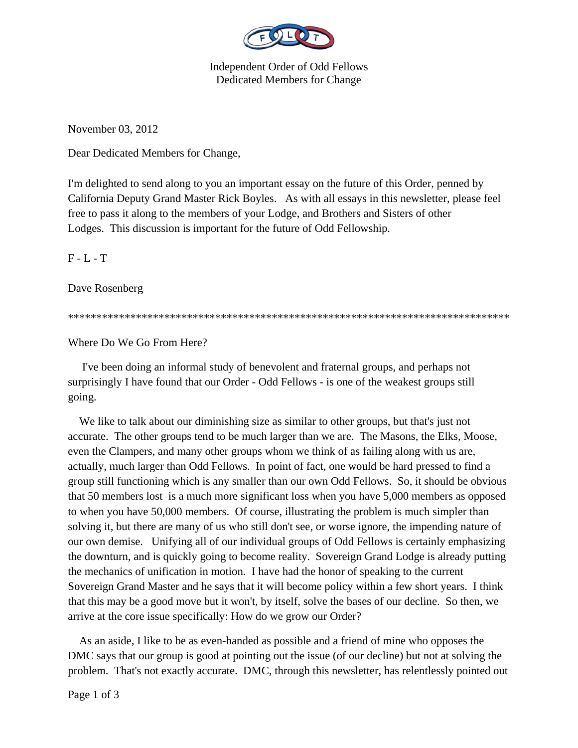Independent Order of Odd Fellows
Dedicated Members for Change

November 03, 2012

Dear Dedicated Members for Change,

I'm delighted to send along to you an important essay on the future of this Order, penned by California Deputy Grand Master Rick Boyles. As with all essays in this newsletter, please feel free to pass it along to the members of your Lodge, and Brothers and Sisters of other Lodges. This discussion is important for the future of Odd Fellowship.

F - L - T

Dave Rosenberg

*******************************************************************************

Where Do We Go From Here?

I've been doing an informal study of benevolent and fraternal groups, and perhaps not surprisingly I have found that our Order - Odd Fellows - is one of the weakest groups still going.

We like to talk about our diminishing size as similar to other groups, but that's just not accurate. The other groups tend to be much larger than we are. The Masons, the Elks, Moose, even the Clampers, and many other groups whom we think of as failing along with us are, actually, much larger than Odd Fellows. In point of fact, one would be hard pressed to find a group still functioning which is any smaller than our own Odd Fellows. So, it should be obvious that 50 members lost is a much more significant loss when you have 5,000 members as opposed to when you have 50,000 members. Of course, illustrating the problem is much simpler than solving it, but there are many of us who still don't see, or worse ignore, the impending nature of our own demise. Unifying all of our individual groups of Odd Fellows is certainly emphasizing the downturn, and is quickly going to become reality. Sovereign Grand Lodge is already putting the mechanics of unification in motion. I have had the honor of speaking to the current Sovereign Grand Master and he says that it will become policy within a few short years. I think that this may be a good move but it won't, by itself, solve the bases of our decline. So then, we arrive at the core issue specifically: How do we grow our Order?

As an aside, I like to be as even-handed as possible and a friend of mine who opposes the DMC says that our group is good at pointing out the issue (of our decline) but not at solving the problem. That's not exactly accurate. DMC, through this newsletter, has relentlessly pointed out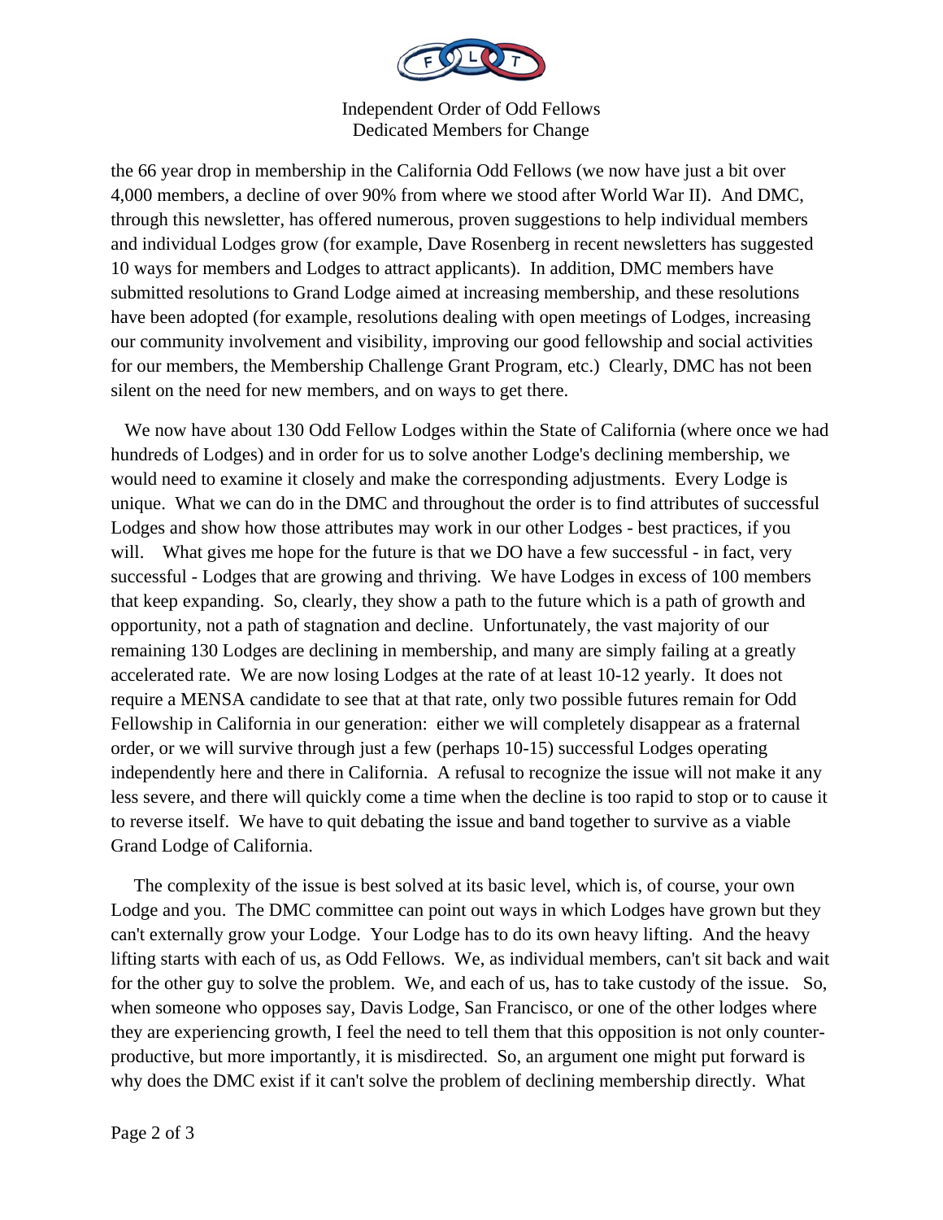the 66 year drop in membership in the California Odd Fellows (we now have just a bit over 4,000 members, a decline of over 90% from where we stood after World War II). And DMC, through this newsletter, has offered numerous, proven suggestions to help individual members and individual Lodges grow (for example, Dave Rosenberg in recent newsletters has suggested 10 ways for members and Lodges to attract applicants). In addition, DMC members have submitted resolutions to Grand Lodge aimed at increasing membership, and these resolutions have been adopted (for example, resolutions dealing with open meetings of Lodges, increasing our community involvement and visibility, improving our good fellowship and social activities for our members, the Membership Challenge Grant Program, etc.) Clearly, DMC has not been silent on the need for new members, and on ways to get there.

We now have about 130 Odd Fellow Lodges within the State of California (where once we had hundreds of Lodges) and in order for us to solve another Lodge's declining membership, we would need to examine it closely and make the corresponding adjustments. Every Lodge is unique. What we can do in the DMC and throughout the order is to find attributes of successful Lodges and show how those attributes may work in our other Lodges - best practices, if you will. What gives me hope for the future is that we DO have a few successful - in fact, very successful - Lodges that are growing and thriving. We have Lodges in excess of 100 members that keep expanding. So, clearly, they show a path to the future which is a path of growth and opportunity, not a path of stagnation and decline. Unfortunately, the vast majority of our remaining 130 Lodges are declining in membership, and many are simply failing at a greatly accelerated rate. We are now losing Lodges at the rate of at least 10-12 yearly. It does not require a MENSA candidate to see that at that rate, only two possible futures remain for Odd Fellowship in California in our generation: either we will completely disappear as a fraternal order, or we will survive through just a few (perhaps 10-15) successful Lodges operating independently here and there in California. A refusal to recognize the issue will not make it any less severe, and there will quickly come a time when the decline is too rapid to stop or to cause it to reverse itself. We have to quit debating the issue and band together to survive as a viable Grand Lodge of California.

The complexity of the issue is best solved at its basic level, which is, of course, your own Lodge and you. The DMC committee can point out ways in which Lodges have grown but they can't externally grow your Lodge. Your Lodge has to do its own heavy lifting. And the heavy lifting starts with each of us, as Odd Fellows. We, as individual members, can't sit back and wait for the other guy to solve the problem. We, and each of us, has to take custody of the issue. So, when someone who opposes say, Davis Lodge, San Francisco, or one of the other lodges where they are experiencing growth, I feel the need to tell them that this opposition is not only counter-productive, but more importantly, it is misdirected. So, an argument one might put forward is why does the DMC exist if it can't solve the problem of declining membership directly. What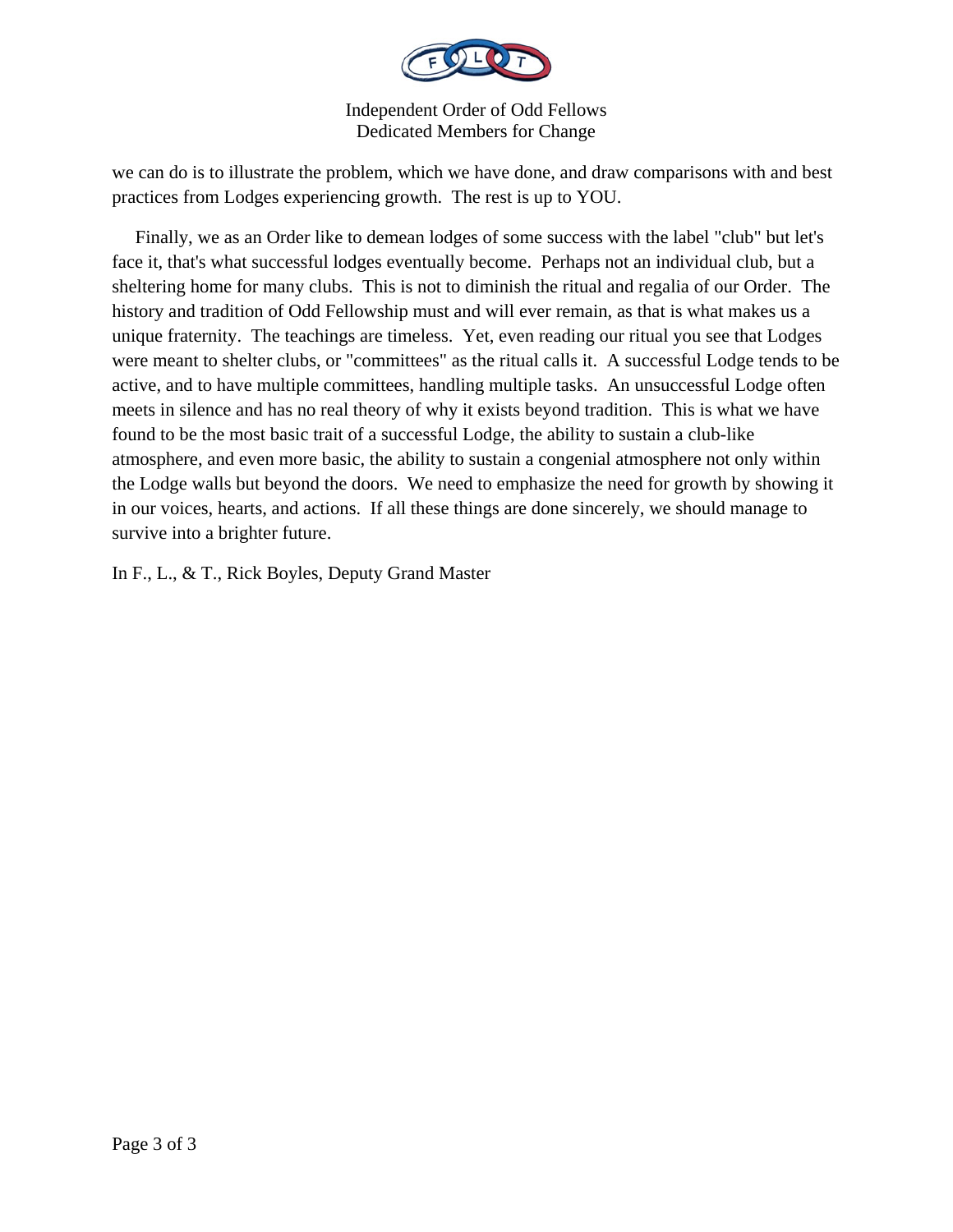we can do is to illustrate the problem, which we have done, and draw comparisons with and best practices from Lodges experiencing growth. The rest is up to YOU.

Finally, we as an Order like to demean lodges of some success with the label "club" but let's face it, that's what successful lodges eventually become. Perhaps not an individual club, but a sheltering home for many clubs. This is not to diminish the ritual and regalia of our Order. The history and tradition of Odd Fellowship must and will ever remain, as that is what makes us a unique fraternity. The teachings are timeless. Yet, even reading our ritual you see that Lodges were meant to shelter clubs, or "committees" as the ritual calls it. A successful Lodge tends to be active, and to have multiple committees, handling multiple tasks. An unsuccessful Lodge often meets in silence and has no real theory of why it exists beyond tradition. This is what we have found to be the most basic trait of a successful Lodge, the ability to sustain a club-like atmosphere, and even more basic, the ability to sustain a congenial atmosphere not only within the Lodge walls but beyond the doors. We need to emphasize the need for growth by showing it in our voices, hearts, and actions. If all these things are done sincerely, we should manage to survive into a brighter future.

In F., L., & T., Rick Boyles, Deputy Grand Master